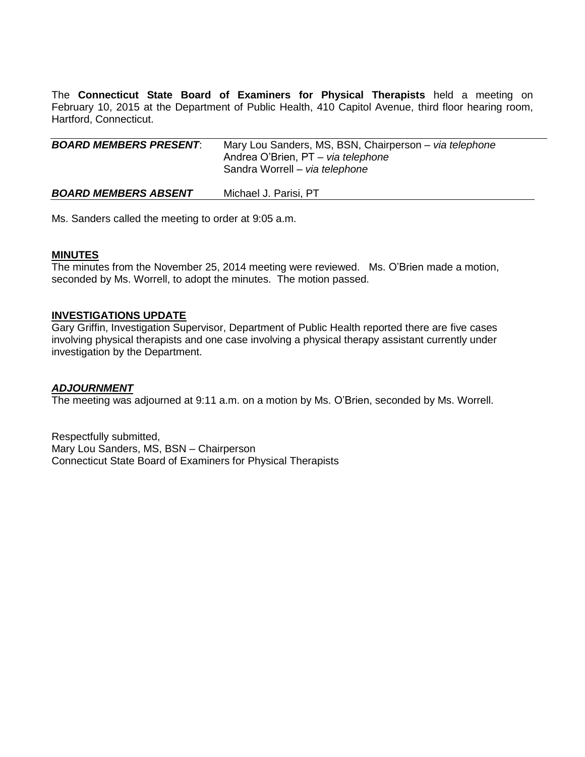The **Connecticut State Board of Examiners for Physical Therapists** held a meeting on February 10, 2015 at the Department of Public Health, 410 Capitol Avenue, third floor hearing room, Hartford, Connecticut.

| | |
|---|---|
| ***BOARD MEMBERS PRESENT***: | Mary Lou Sanders, MS, BSN, Chairperson – *via telephone*<br>Andrea O'Brien, PT – *via telephone*<br>Sandra Worrell – *via telephone* |
| ***BOARD MEMBERS ABSENT*** | Michael J. Parisi, PT |

Ms. Sanders called the meeting to order at 9:05 a.m.

**MINUTES**

The minutes from the November 25, 2014 meeting were reviewed. Ms. O'Brien made a motion, seconded by Ms. Worrell, to adopt the minutes. The motion passed.

**INVESTIGATIONS UPDATE**

Gary Griffin, Investigation Supervisor, Department of Public Health reported there are five cases involving physical therapists and one case involving a physical therapy assistant currently under investigation by the Department.

***ADJOURNMENT***

The meeting was adjourned at 9:11 a.m. on a motion by Ms. O'Brien, seconded by Ms. Worrell.

Respectfully submitted,
Mary Lou Sanders, MS, BSN – Chairperson
Connecticut State Board of Examiners for Physical Therapists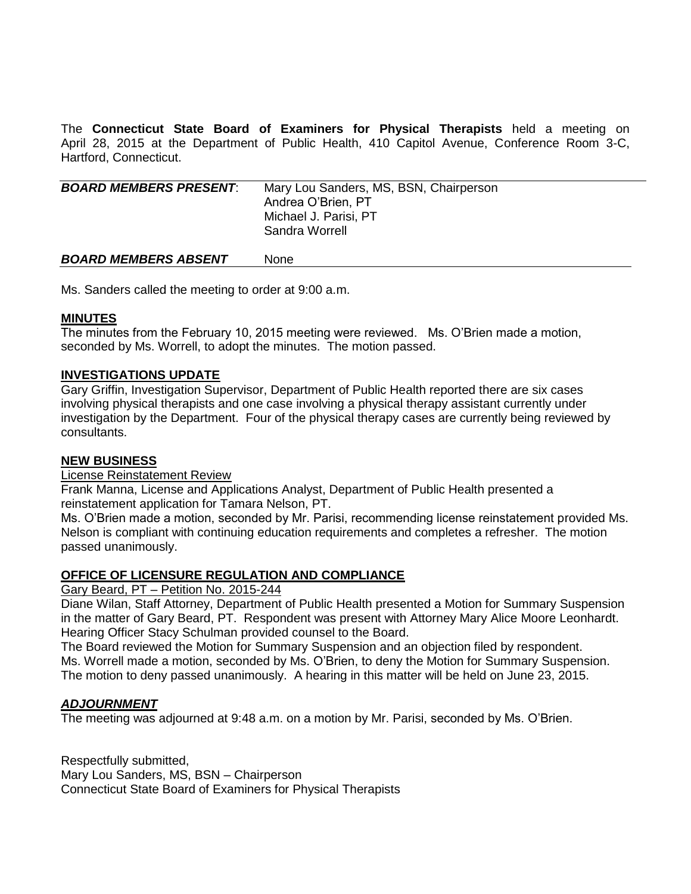The **Connecticut State Board of Examiners for Physical Therapists** held a meeting on April 28, 2015 at the Department of Public Health, 410 Capitol Avenue, Conference Room 3-C, Hartford, Connecticut.

| ***BOARD MEMBERS PRESENT***: | Mary Lou Sanders, MS, BSN, Chairperson<br>Andrea O'Brien, PT<br>Michael J. Parisi, PT<br>Sandra Worrell |
|---|---|
| ***BOARD MEMBERS ABSENT*** | None |

Ms. Sanders called the meeting to order at 9:00 a.m.

**MINUTES**

The minutes from the February 10, 2015 meeting were reviewed. Ms. O'Brien made a motion, seconded by Ms. Worrell, to adopt the minutes. The motion passed.

**INVESTIGATIONS UPDATE**

Gary Griffin, Investigation Supervisor, Department of Public Health reported there are six cases involving physical therapists and one case involving a physical therapy assistant currently under investigation by the Department. Four of the physical therapy cases are currently being reviewed by consultants.

**NEW BUSINESS**

License Reinstatement Review

Frank Manna, License and Applications Analyst, Department of Public Health presented a reinstatement application for Tamara Nelson, PT.

Ms. O'Brien made a motion, seconded by Mr. Parisi, recommending license reinstatement provided Ms. Nelson is compliant with continuing education requirements and completes a refresher. The motion passed unanimously.

**OFFICE OF LICENSURE REGULATION AND COMPLIANCE**

Gary Beard, PT – Petition No. 2015-244

Diane Wilan, Staff Attorney, Department of Public Health presented a Motion for Summary Suspension in the matter of Gary Beard, PT. Respondent was present with Attorney Mary Alice Moore Leonhardt. Hearing Officer Stacy Schulman provided counsel to the Board.

The Board reviewed the Motion for Summary Suspension and an objection filed by respondent.

Ms. Worrell made a motion, seconded by Ms. O'Brien, to deny the Motion for Summary Suspension. The motion to deny passed unanimously. A hearing in this matter will be held on June 23, 2015.

***ADJOURNMENT***

The meeting was adjourned at 9:48 a.m. on a motion by Mr. Parisi, seconded by Ms. O'Brien.

Respectfully submitted,
Mary Lou Sanders, MS, BSN – Chairperson
Connecticut State Board of Examiners for Physical Therapists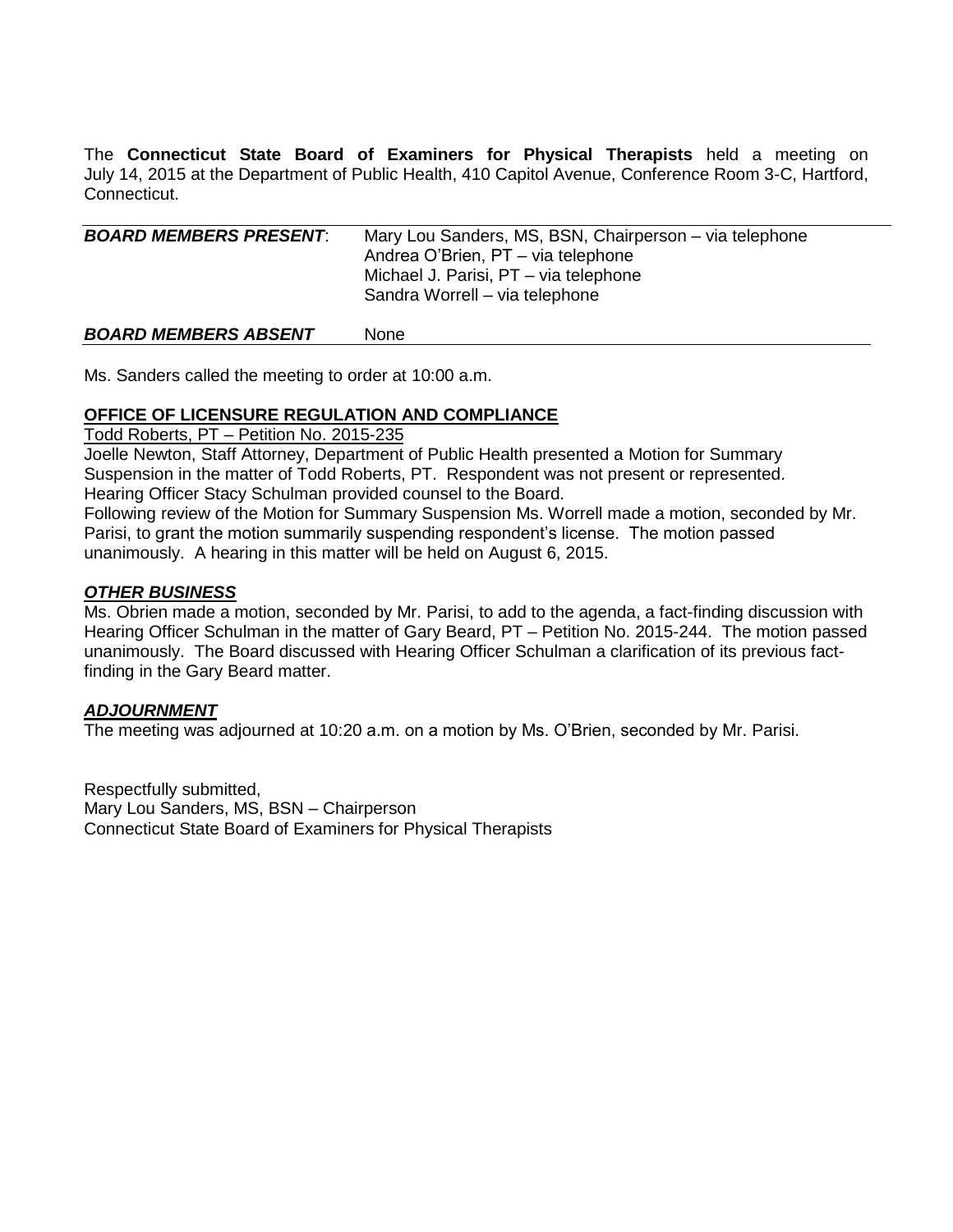The **Connecticut State Board of Examiners for Physical Therapists** held a meeting on July 14, 2015 at the Department of Public Health, 410 Capitol Avenue, Conference Room 3-C, Hartford, Connecticut.

| | |
|---|---|
| ***BOARD MEMBERS PRESENT***: | Mary Lou Sanders, MS, BSN, Chairperson – via telephone<br>Andrea O'Brien, PT – via telephone<br>Michael J. Parisi, PT – via telephone<br>Sandra Worrell – via telephone |
| ***BOARD MEMBERS ABSENT*** | None |

Ms. Sanders called the meeting to order at 10:00 a.m.

**OFFICE OF LICENSURE REGULATION AND COMPLIANCE**

Todd Roberts, PT – Petition No. 2015-235

Joelle Newton, Staff Attorney, Department of Public Health presented a Motion for Summary Suspension in the matter of Todd Roberts, PT. Respondent was not present or represented. Hearing Officer Stacy Schulman provided counsel to the Board.

Following review of the Motion for Summary Suspension Ms. Worrell made a motion, seconded by Mr. Parisi, to grant the motion summarily suspending respondent's license. The motion passed unanimously. A hearing in this matter will be held on August 6, 2015.

***OTHER BUSINESS***

Ms. Obrien made a motion, seconded by Mr. Parisi, to add to the agenda, a fact-finding discussion with Hearing Officer Schulman in the matter of Gary Beard, PT – Petition No. 2015-244. The motion passed unanimously. The Board discussed with Hearing Officer Schulman a clarification of its previous fact-finding in the Gary Beard matter.

***ADJOURNMENT***

The meeting was adjourned at 10:20 a.m. on a motion by Ms. O'Brien, seconded by Mr. Parisi.

Respectfully submitted,
Mary Lou Sanders, MS, BSN – Chairperson
Connecticut State Board of Examiners for Physical Therapists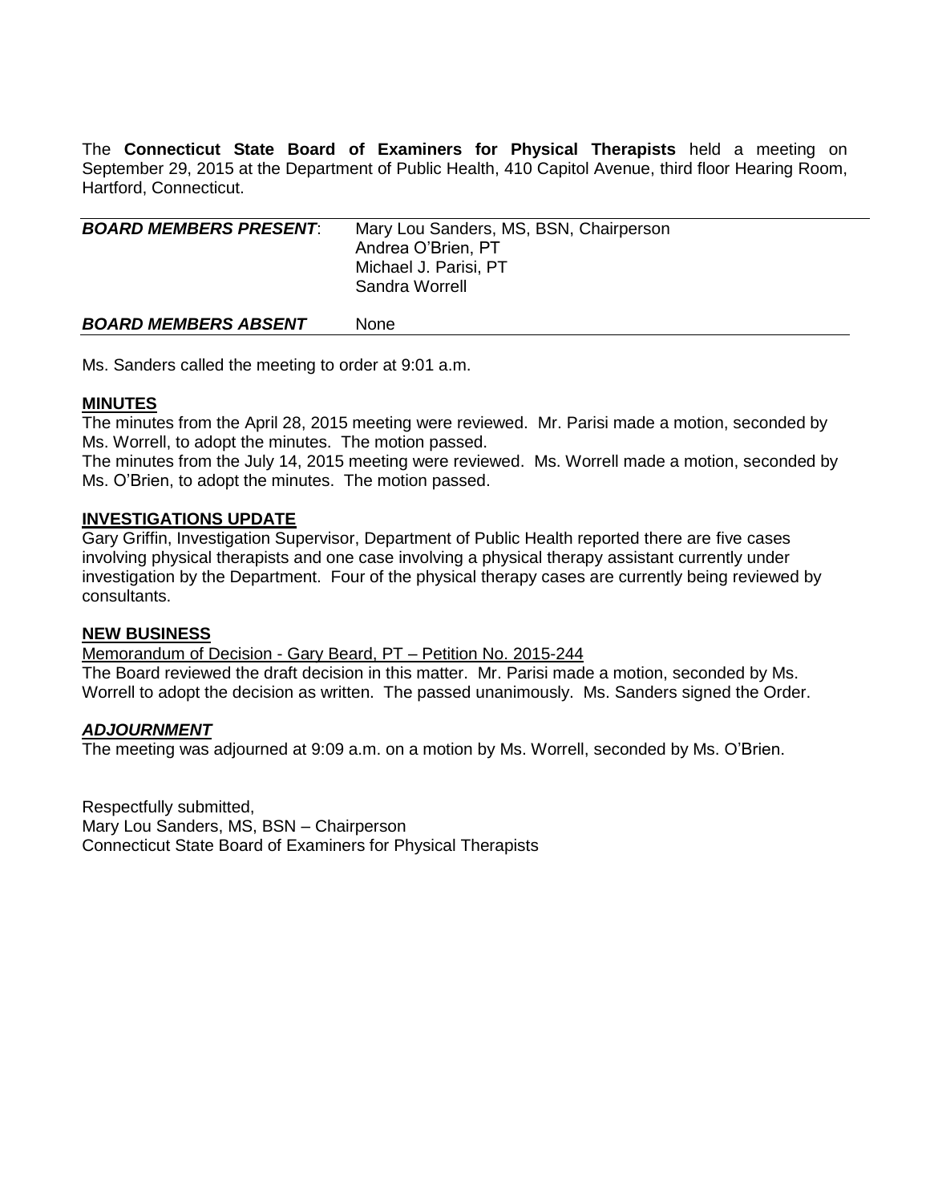The **Connecticut State Board of Examiners for Physical Therapists** held a meeting on September 29, 2015 at the Department of Public Health, 410 Capitol Avenue, third floor Hearing Room, Hartford, Connecticut.

| ***BOARD MEMBERS PRESENT***: | Mary Lou Sanders, MS, BSN, Chairperson<br>Andrea O'Brien, PT<br>Michael J. Parisi, PT<br>Sandra Worrell |
|---|---|
| ***BOARD MEMBERS ABSENT*** | None |

Ms. Sanders called the meeting to order at 9:01 a.m.

**MINUTES**

The minutes from the April 28, 2015 meeting were reviewed. Mr. Parisi made a motion, seconded by Ms. Worrell, to adopt the minutes. The motion passed.

The minutes from the July 14, 2015 meeting were reviewed. Ms. Worrell made a motion, seconded by Ms. O'Brien, to adopt the minutes. The motion passed.

**INVESTIGATIONS UPDATE**

Gary Griffin, Investigation Supervisor, Department of Public Health reported there are five cases involving physical therapists and one case involving a physical therapy assistant currently under investigation by the Department. Four of the physical therapy cases are currently being reviewed by consultants.

**NEW BUSINESS**

Memorandum of Decision - Gary Beard, PT – Petition No. 2015-244

The Board reviewed the draft decision in this matter. Mr. Parisi made a motion, seconded by Ms. Worrell to adopt the decision as written. The passed unanimously. Ms. Sanders signed the Order.

***ADJOURNMENT***

The meeting was adjourned at 9:09 a.m. on a motion by Ms. Worrell, seconded by Ms. O'Brien.

Respectfully submitted,
Mary Lou Sanders, MS, BSN – Chairperson
Connecticut State Board of Examiners for Physical Therapists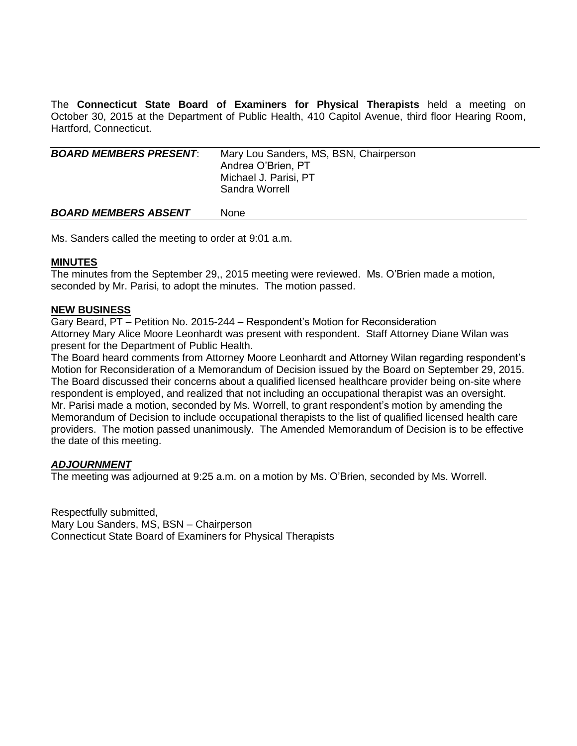The **Connecticut State Board of Examiners for Physical Therapists** held a meeting on October 30, 2015 at the Department of Public Health, 410 Capitol Avenue, third floor Hearing Room, Hartford, Connecticut.

| ***BOARD MEMBERS PRESENT***: | Mary Lou Sanders, MS, BSN, Chairperson<br>Andrea O'Brien, PT<br>Michael J. Parisi, PT<br>Sandra Worrell |
|---|---|
| ***BOARD MEMBERS ABSENT*** | None |

Ms. Sanders called the meeting to order at 9:01 a.m.

**MINUTES**

The minutes from the September 29,, 2015 meeting were reviewed. Ms. O'Brien made a motion, seconded by Mr. Parisi, to adopt the minutes. The motion passed.

**NEW BUSINESS**

Gary Beard, PT – Petition No. 2015-244 – Respondent's Motion for Reconsideration

Attorney Mary Alice Moore Leonhardt was present with respondent. Staff Attorney Diane Wilan was present for the Department of Public Health.

The Board heard comments from Attorney Moore Leonhardt and Attorney Wilan regarding respondent's Motion for Reconsideration of a Memorandum of Decision issued by the Board on September 29, 2015. The Board discussed their concerns about a qualified licensed healthcare provider being on-site where respondent is employed, and realized that not including an occupational therapist was an oversight. Mr. Parisi made a motion, seconded by Ms. Worrell, to grant respondent's motion by amending the Memorandum of Decision to include occupational therapists to the list of qualified licensed health care providers. The motion passed unanimously. The Amended Memorandum of Decision is to be effective the date of this meeting.

***ADJOURNMENT***

The meeting was adjourned at 9:25 a.m. on a motion by Ms. O'Brien, seconded by Ms. Worrell.

Respectfully submitted,
Mary Lou Sanders, MS, BSN – Chairperson
Connecticut State Board of Examiners for Physical Therapists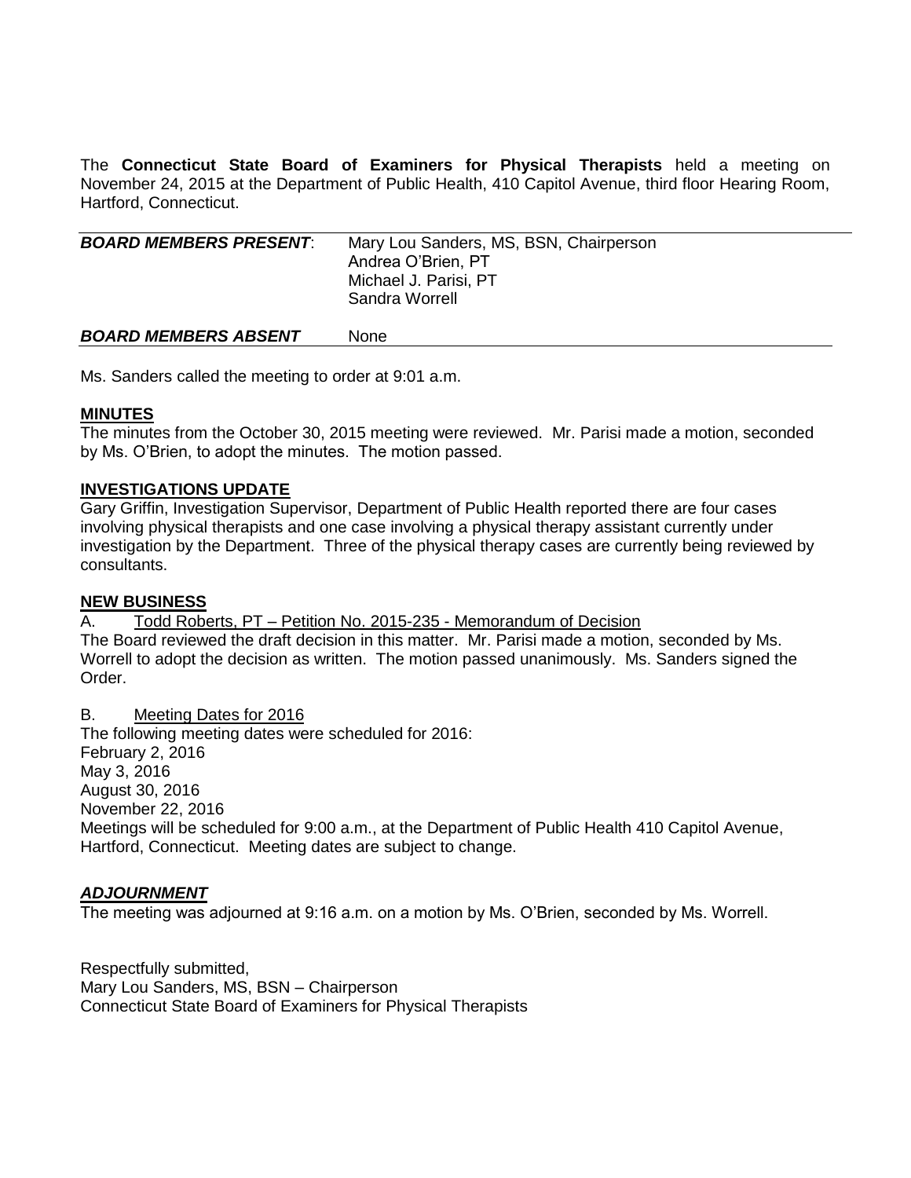The **Connecticut State Board of Examiners for Physical Therapists** held a meeting on November 24, 2015 at the Department of Public Health, 410 Capitol Avenue, third floor Hearing Room, Hartford, Connecticut.

| | |
|---|---|
| ***BOARD MEMBERS PRESENT***: | Mary Lou Sanders, MS, BSN, Chairperson<br>Andrea O'Brien, PT<br>Michael J. Parisi, PT<br>Sandra Worrell |
| ***BOARD MEMBERS ABSENT*** | None |

Ms. Sanders called the meeting to order at 9:01 a.m.

**MINUTES**

The minutes from the October 30, 2015 meeting were reviewed. Mr. Parisi made a motion, seconded by Ms. O'Brien, to adopt the minutes. The motion passed.

**INVESTIGATIONS UPDATE**

Gary Griffin, Investigation Supervisor, Department of Public Health reported there are four cases involving physical therapists and one case involving a physical therapy assistant currently under investigation by the Department. Three of the physical therapy cases are currently being reviewed by consultants.

**NEW BUSINESS**

A. Todd Roberts, PT – Petition No. 2015-235 - Memorandum of Decision

The Board reviewed the draft decision in this matter. Mr. Parisi made a motion, seconded by Ms. Worrell to adopt the decision as written. The motion passed unanimously. Ms. Sanders signed the Order.

B. Meeting Dates for 2016

The following meeting dates were scheduled for 2016:
February 2, 2016
May 3, 2016
August 30, 2016
November 22, 2016
Meetings will be scheduled for 9:00 a.m., at the Department of Public Health 410 Capitol Avenue, Hartford, Connecticut. Meeting dates are subject to change.

***ADJOURNMENT***

The meeting was adjourned at 9:16 a.m. on a motion by Ms. O'Brien, seconded by Ms. Worrell.

Respectfully submitted,
Mary Lou Sanders, MS, BSN – Chairperson
Connecticut State Board of Examiners for Physical Therapists